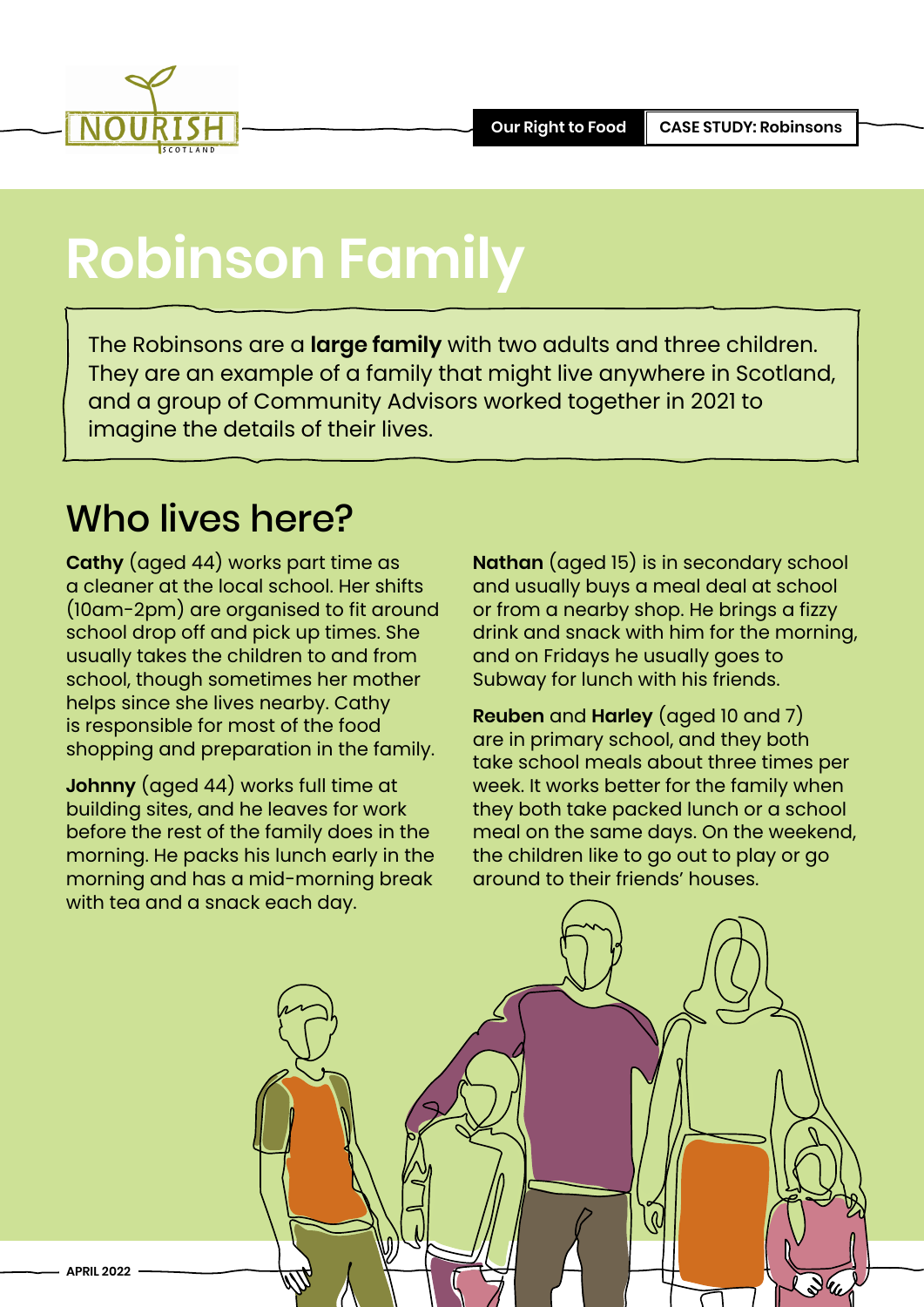# Robinson Family

The Robinsons are a **large family** with two adults and three children. They are an example of a family that might live anywhere in Scotland, and a group of Community Advisors worked together in 2021 to imagine the details of their lives.

## Who lives here?

**Cathy** (aged 44) works part time as a cleaner at the local school. Her shifts (10am-2pm) are organised to fit around school drop off and pick up times. She usually takes the children to and from school, though sometimes her mother helps since she lives nearby. Cathy is responsible for most of the food shopping and preparation in the family.

**Johnny** (aged 44) works full time at building sites, and he leaves for work before the rest of the family does in the morning. He packs his lunch early in the morning and has a mid-morning break with tea and a snack each day.

**Nathan** (aged 15) is in secondary school and usually buys a meal deal at school or from a nearby shop. He brings a fizzy drink and snack with him for the morning, and on Fridays he usually goes to Subway for lunch with his friends.

**Reuben** and **Harley** (aged 10 and 7) are in primary school, and they both take school meals about three times per week. It works better for the family when they both take packed lunch or a school meal on the same days. On the weekend, the children like to go out to play or go around to their friends' houses.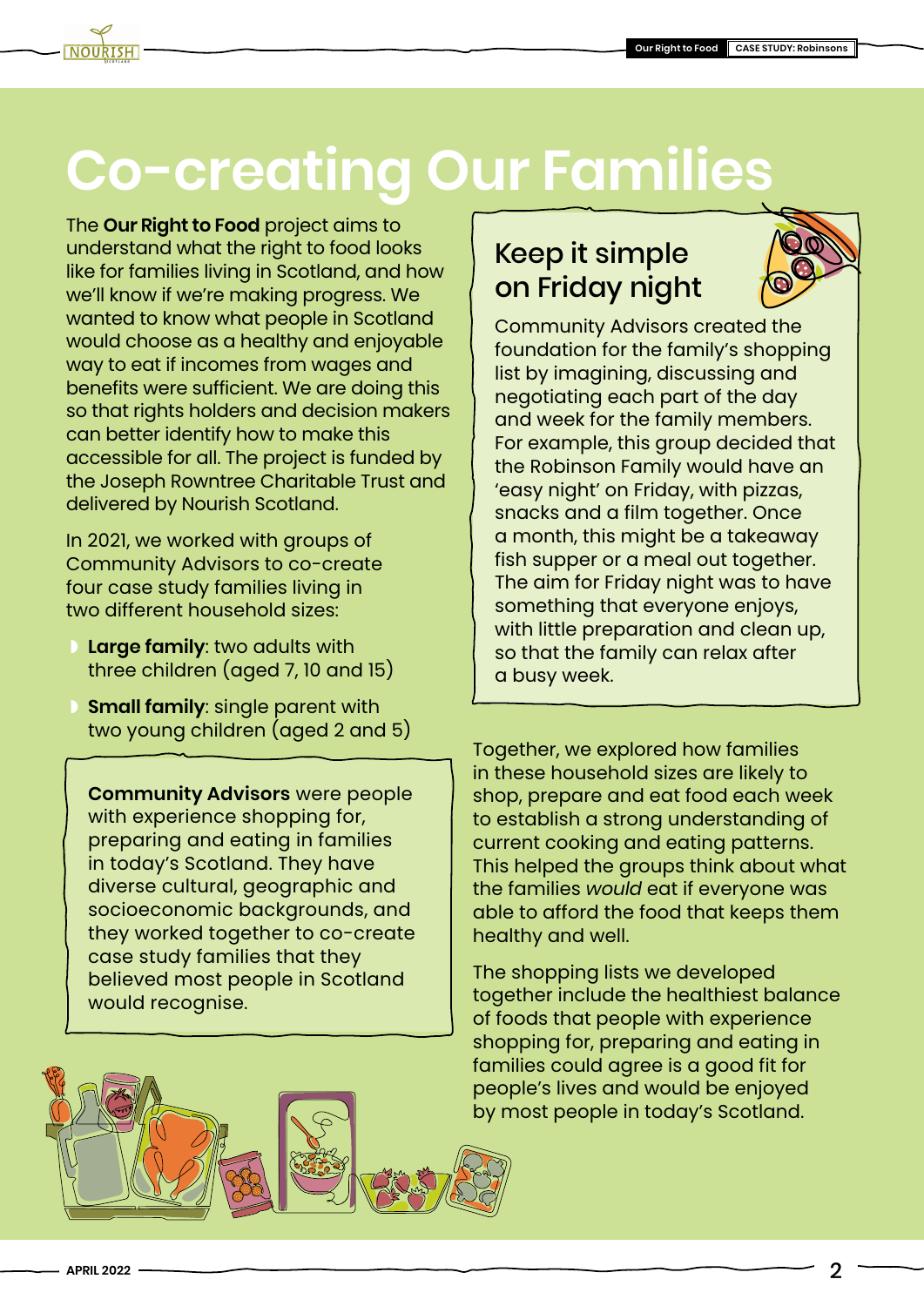# Co-creating Our Families

The **Our Right to Food** project aims to understand what the right to food looks like for families living in Scotland, and how we'll know if we're making progress. We wanted to know what people in Scotland would choose as a healthy and enjoyable way to eat if incomes from wages and benefits were sufficient. We are doing this so that rights holders and decision makers can better identify how to make this accessible for all. The project is funded by the Joseph Rowntree Charitable Trust and delivered by Nourish Scotland.

In 2021, we worked with groups of Community Advisors to co-create four case study families living in two different household sizes:

- **Large family**: two adults with three children (aged 7, 10 and 15)
- **Small family**: single parent with two young children (aged 2 and 5)

**Community Advisors** were people with experience shopping for, preparing and eating in families in today's Scotland. They have diverse cultural, geographic and socioeconomic backgrounds, and they worked together to co-create case study families that they believed most people in Scotland would recognise.

## Keep it simple on Friday night

Community Advisors created the foundation for the family's shopping list by imagining, discussing and negotiating each part of the day and week for the family members. For example, this group decided that the Robinson Family would have an 'easy night' on Friday, with pizzas, snacks and a film together. Once a month, this might be a takeaway fish supper or a meal out together. The aim for Friday night was to have something that everyone enjoys, with little preparation and clean up, so that the family can relax after a busy week.

Together, we explored how families in these household sizes are likely to shop, prepare and eat food each week to establish a strong understanding of current cooking and eating patterns. This helped the groups think about what the families *would* eat if everyone was able to afford the food that keeps them healthy and well.

The shopping lists we developed together include the healthiest balance of foods that people with experience shopping for, preparing and eating in families could agree is a good fit for people's lives and would be enjoyed by most people in today's Scotland.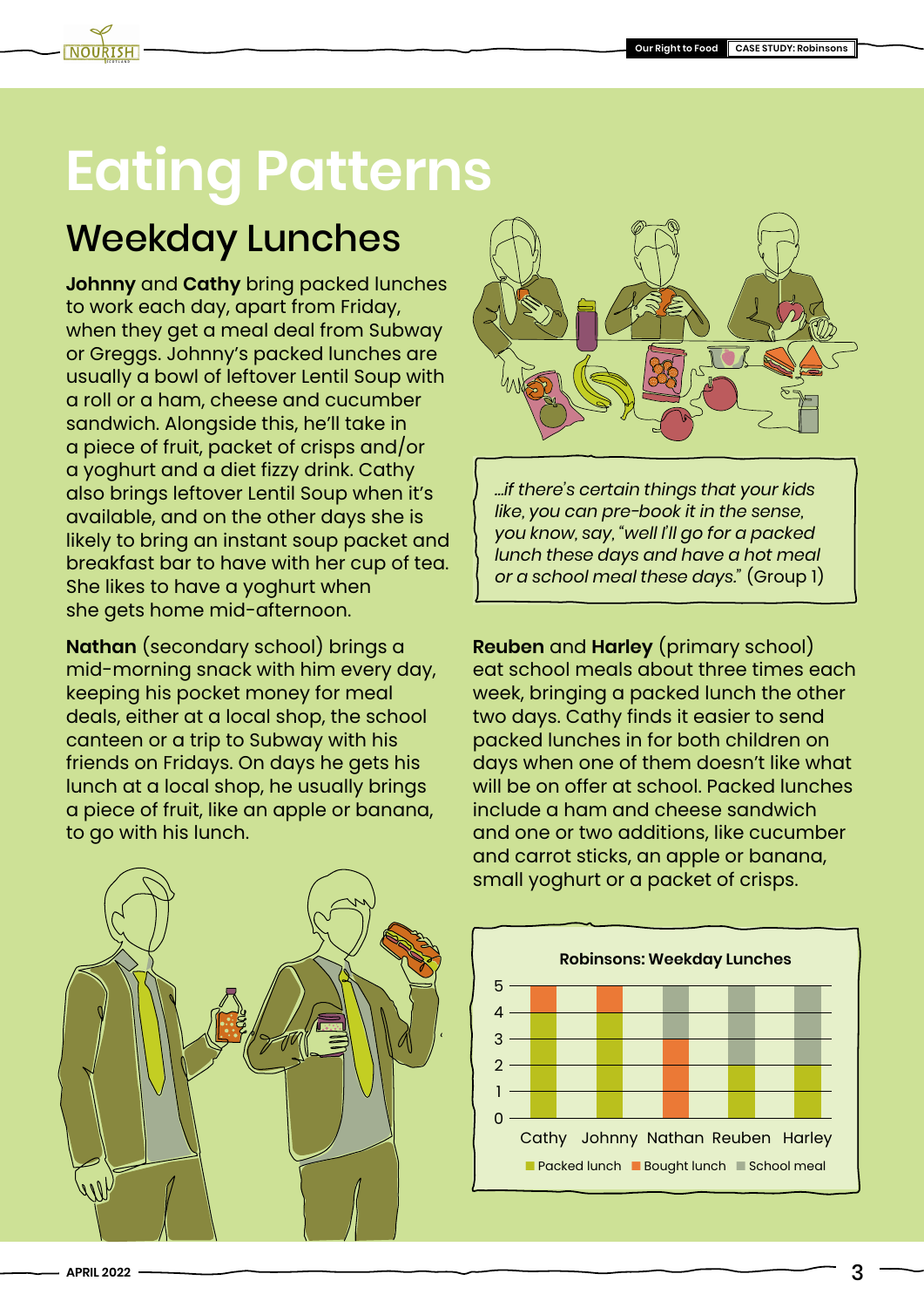# Eating Patterns

## Weekday Lunches

**Johnny** and **Cathy** bring packed lunches to work each day, apart from Friday, when they get a meal deal from Subway or Greggs. Johnny's packed lunches are usually a bowl of leftover Lentil Soup with a roll or a ham, cheese and cucumber sandwich. Alongside this, he'll take in a piece of fruit, packet of crisps and/or a yoghurt and a diet fizzy drink. Cathy also brings leftover Lentil Soup when it's available, and on the other days she is likely to bring an instant soup packet and breakfast bar to have with her cup of tea. She likes to have a yoghurt when she gets home mid-afternoon.

**Nathan** (secondary school) brings a mid-morning snack with him every day, keeping his pocket money for meal deals, either at a local shop, the school canteen or a trip to Subway with his friends on Fridays. On days he gets his lunch at a local shop, he usually brings a piece of fruit, like an apple or banana, to go with his lunch.

*...if there's certain things that your kids like, you can pre-book it in the sense, you know, say, "well I'll go for a packed lunch these days and have a hot meal or a school meal these days."* (Group 1)

**Reuben** and **Harley** (primary school) eat school meals about three times each week, bringing a packed lunch the other two days. Cathy finds it easier to send packed lunches in for both children on days when one of them doesn't like what will be on offer at school. Packed lunches include a ham and cheese sandwich and one or two additions, like cucumber and carrot sticks, an apple or banana, small yoghurt or a packet of crisps.

Robinsons: Weekday Lunches

5
4
3
2
1
0

Cathy Johnny Nathan Reuben Harley

Packed lunch Bought lunch School meal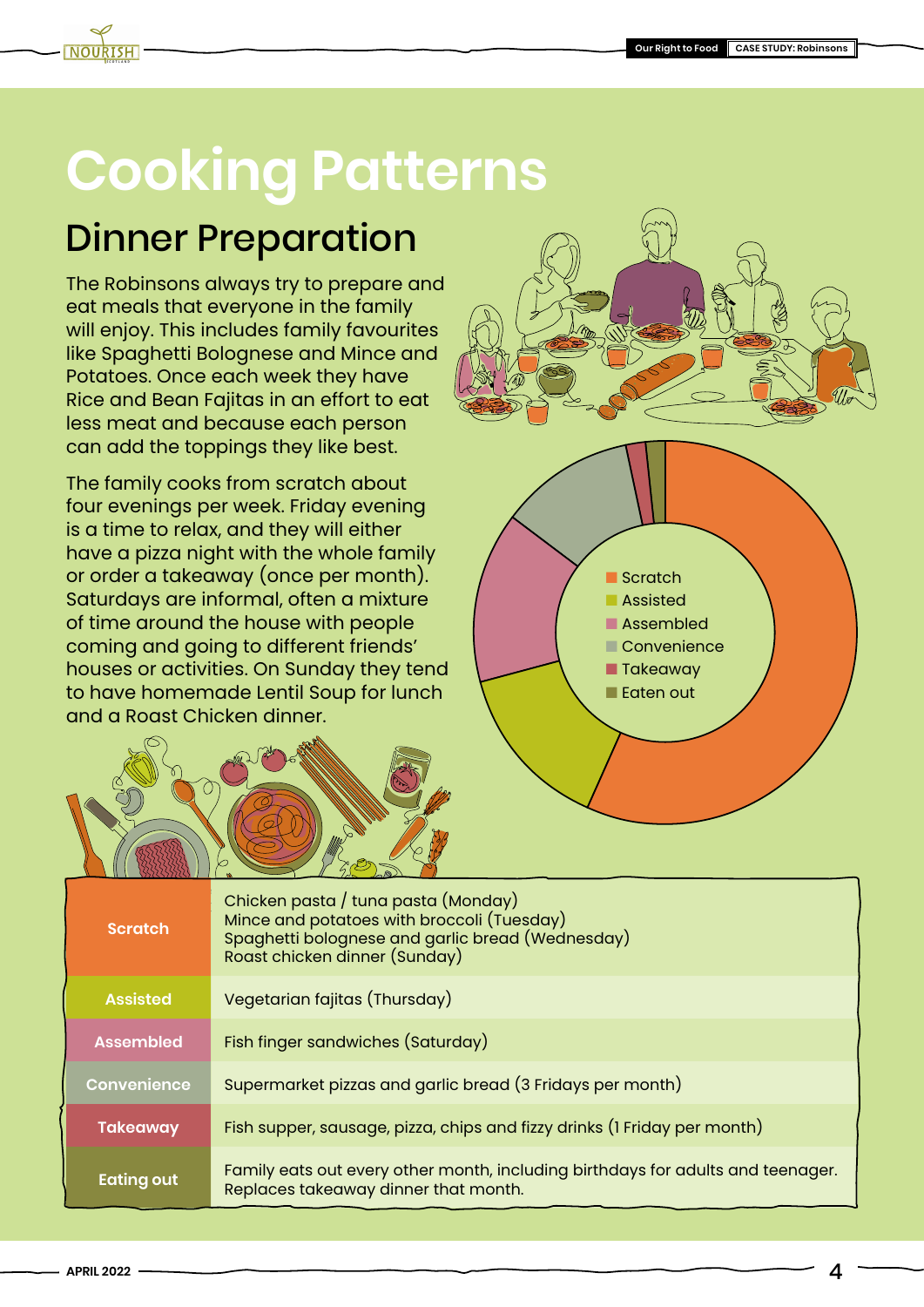# Cooking Patterns

## Dinner Preparation

The Robinsons always try to prepare and eat meals that everyone in the family will enjoy. This includes family favourites like Spaghetti Bolognese and Mince and Potatoes. Once each week they have Rice and Bean Fajitas in an effort to eat less meat and because each person can add the toppings they like best.

The family cooks from scratch about four evenings per week. Friday evening is a time to relax, and they will either have a pizza night with the whole family or order a takeaway (once per month). Saturdays are informal, often a mixture of time around the house with people coming and going to different friends' houses or activities. On Sunday they tend to have homemade Lentil Soup for lunch and a Roast Chicken dinner.

Scratch
Assisted
Assembled
Convenience
Takeaway
Eaten out

| | |
|---|---|
| **Scratch** | Chicken pasta / tuna pasta (Monday)<br>Mince and potatoes with broccoli (Tuesday)<br>Spaghetti bolognese and garlic bread (Wednesday)<br>Roast chicken dinner (Sunday) |
| **Assisted** | Vegetarian fajitas (Thursday) |
| **Assembled** | Fish finger sandwiches (Saturday) |
| **Convenience** | Supermarket pizzas and garlic bread (3 Fridays per month) |
| **Takeaway** | Fish supper, sausage, pizza, chips and fizzy drinks (1 Friday per month) |
| **Eating out** | Family eats out every other month, including birthdays for adults and teenager. Replaces takeaway dinner that month. |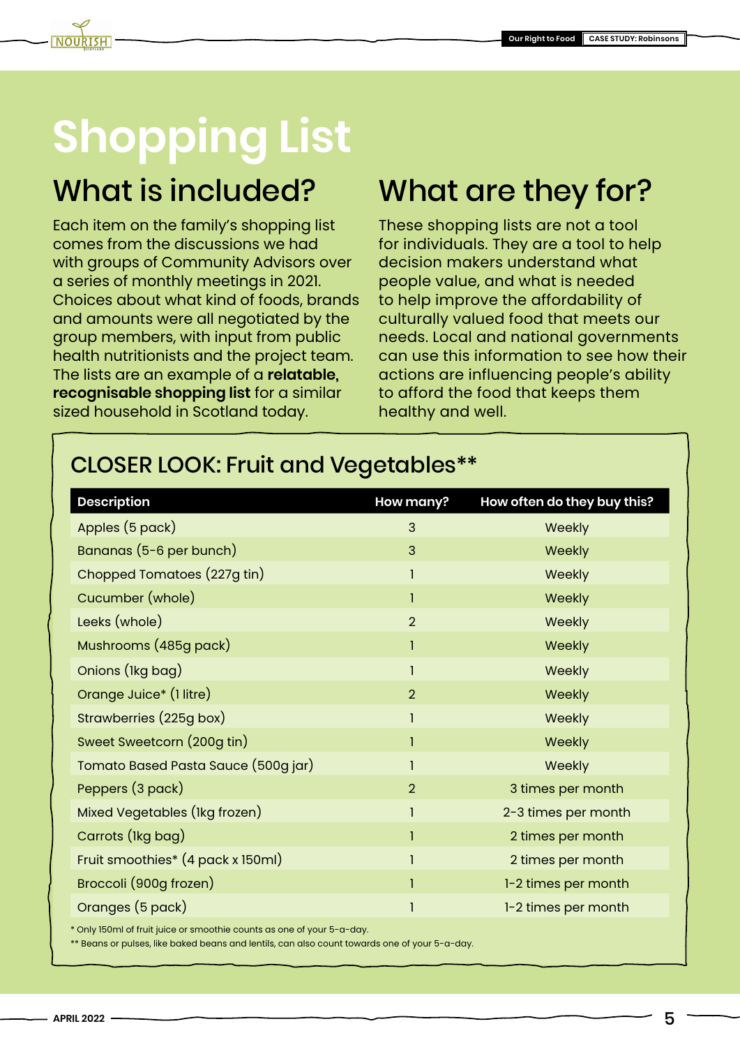# Shopping List

## What is included?

Each item on the family's shopping list comes from the discussions we had with groups of Community Advisors over a series of monthly meetings in 2021. Choices about what kind of foods, brands and amounts were all negotiated by the group members, with input from public health nutritionists and the project team. The lists are an example of a **relatable, recognisable shopping list** for a similar sized household in Scotland today.

## What are they for?

These shopping lists are not a tool for individuals. They are a tool to help decision makers understand what people value, and what is needed to help improve the affordability of culturally valued food that meets our needs. Local and national governments can use this information to see how their actions are influencing people's ability to afford the food that keeps them healthy and well.

### CLOSER LOOK: Fruit and Vegetables**

| Description | How many? | How often do they buy this? |
|---|---|---|
| Apples (5 pack) | 3 | Weekly |
| Bananas (5-6 per bunch) | 3 | Weekly |
| Chopped Tomatoes (227g tin) | 1 | Weekly |
| Cucumber (whole) | 1 | Weekly |
| Leeks (whole) | 2 | Weekly |
| Mushrooms (485g pack) | 1 | Weekly |
| Onions (1kg bag) | 1 | Weekly |
| Orange Juice* (1 litre) | 2 | Weekly |
| Strawberries (225g box) | 1 | Weekly |
| Sweet Sweetcorn (200g tin) | 1 | Weekly |
| Tomato Based Pasta Sauce (500g jar) | 1 | Weekly |
| Peppers (3 pack) | 2 | 3 times per month |
| Mixed Vegetables (1kg frozen) | 1 | 2-3 times per month |
| Carrots (1kg bag) | 1 | 2 times per month |
| Fruit smoothies* (4 pack x 150ml) | 1 | 2 times per month |
| Broccoli (900g frozen) | 1 | 1-2 times per month |
| Oranges (5 pack) | 1 | 1-2 times per month |

* Only 150ml of fruit juice or smoothie counts as one of your 5-a-day.

** Beans or pulses, like baked beans and lentils, can also count towards one of your 5-a-day.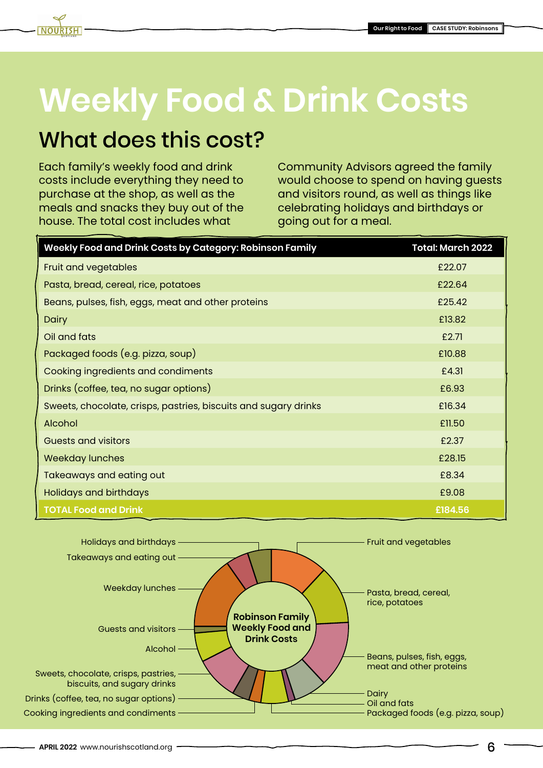# Weekly Food & Drink Costs

## What does this cost?

Each family's weekly food and drink costs include everything they need to purchase at the shop, as well as the meals and snacks they buy out of the house. The total cost includes what Community Advisors agreed the family would choose to spend on having guests and visitors round, as well as things like celebrating holidays and birthdays or going out for a meal.

| Weekly Food and Drink Costs by Category: Robinson Family | Total: March 2022 |
|---|---|
| Fruit and vegetables | £22.07 |
| Pasta, bread, cereal, rice, potatoes | £22.64 |
| Beans, pulses, fish, eggs, meat and other proteins | £25.42 |
| Dairy | £13.82 |
| Oil and fats | £2.71 |
| Packaged foods (e.g. pizza, soup) | £10.88 |
| Cooking ingredients and condiments | £4.31 |
| Drinks (coffee, tea, no sugar options) | £6.93 |
| Sweets, chocolate, crisps, pastries, biscuits and sugary drinks | £16.34 |
| Alcohol | £11.50 |
| Guests and visitors | £2.37 |
| Weekday lunches | £28.15 |
| Takeaways and eating out | £8.34 |
| Holidays and birthdays | £9.08 |
| **TOTAL Food and Drink** | **£184.56** |

Robinson Family Weekly Food and Drink Costs

Holidays and birthdays
Takeaways and eating out
Weekday lunches
Guests and visitors
Alcohol
Sweets, chocolate, crisps, pastries, biscuits, and sugary drinks
Drinks (coffee, tea, no sugar options)
Cooking ingredients and condiments
Fruit and vegetables
Pasta, bread, cereal, rice, potatoes
Beans, pulses, fish, eggs, meat and other proteins
Dairy
Oil and fats
Packaged foods (e.g. pizza, soup)